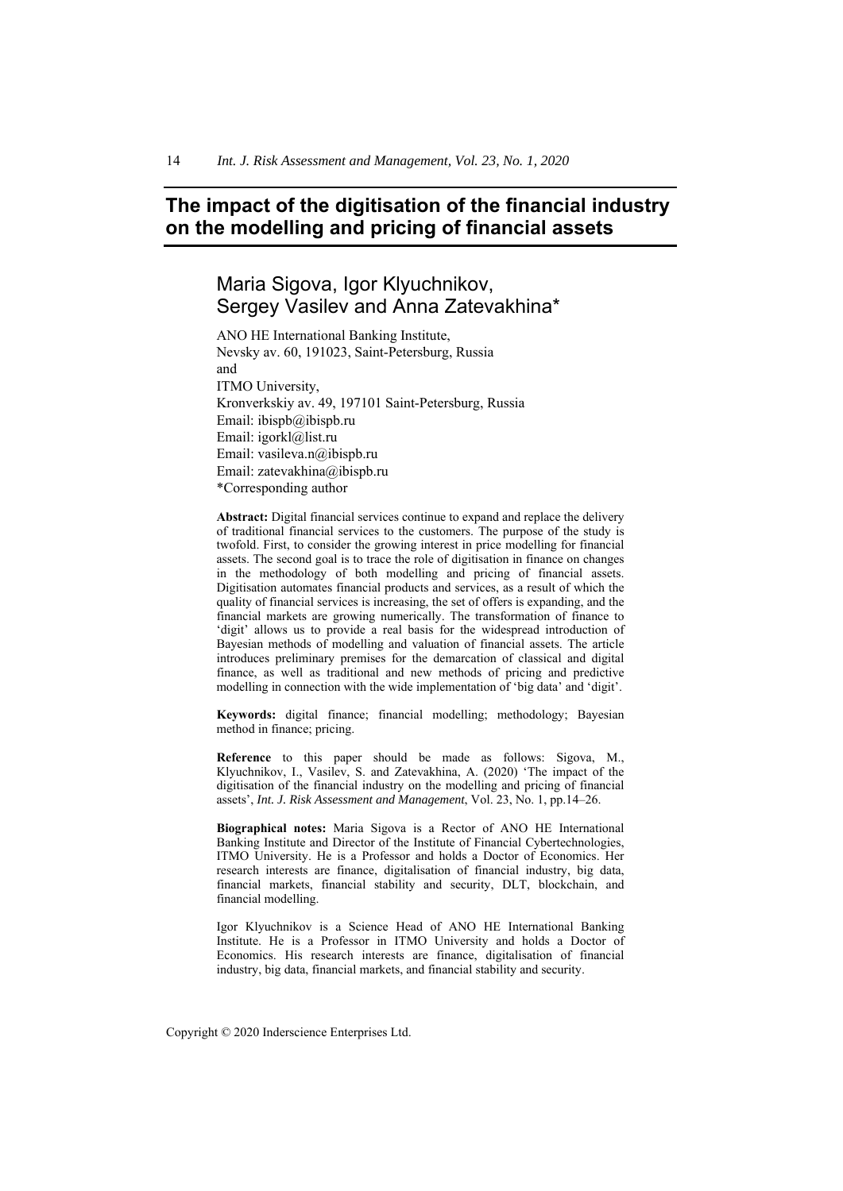# The impact of the digitisation of the financial industry on the modelling and pricing of financial assets

## Maria Sigova, Igor Klyuchnikov, Sergey Vasilev and Anna Zatevakhina*

ANO HE International Banking Institute,
Nevsky av. 60, 191023, Saint-Petersburg, Russia
and
ITMO University,
Kronverkskiy av. 49, 197101 Saint-Petersburg, Russia
Email: ibispb@ibispb.ru
Email: igorkl@list.ru
Email: vasileva.n@ibispb.ru
Email: zatevakhina@ibispb.ru
*Corresponding author

**Abstract:** Digital financial services continue to expand and replace the delivery of traditional financial services to the customers. The purpose of the study is twofold. First, to consider the growing interest in price modelling for financial assets. The second goal is to trace the role of digitisation in finance on changes in the methodology of both modelling and pricing of financial assets. Digitisation automates financial products and services, as a result of which the quality of financial services is increasing, the set of offers is expanding, and the financial markets are growing numerically. The transformation of finance to 'digit' allows us to provide a real basis for the widespread introduction of Bayesian methods of modelling and valuation of financial assets. The article introduces preliminary premises for the demarcation of classical and digital finance, as well as traditional and new methods of pricing and predictive modelling in connection with the wide implementation of 'big data' and 'digit'.

**Keywords:** digital finance; financial modelling; methodology; Bayesian method in finance; pricing.

**Reference** to this paper should be made as follows: Sigova, M., Klyuchnikov, I., Vasilev, S. and Zatevakhina, A. (2020) 'The impact of the digitisation of the financial industry on the modelling and pricing of financial assets', *Int. J. Risk Assessment and Management*, Vol. 23, No. 1, pp.14–26.

**Biographical notes:** Maria Sigova is a Rector of ANO HE International Banking Institute and Director of the Institute of Financial Cybertechnologies, ITMO University. He is a Professor and holds a Doctor of Economics. Her research interests are finance, digitalisation of financial industry, big data, financial markets, financial stability and security, DLT, blockchain, and financial modelling.

Igor Klyuchnikov is a Science Head of ANO HE International Banking Institute. He is a Professor in ITMO University and holds a Doctor of Economics. His research interests are finance, digitalisation of financial industry, big data, financial markets, and financial stability and security.

Copyright © 2020 Inderscience Enterprises Ltd.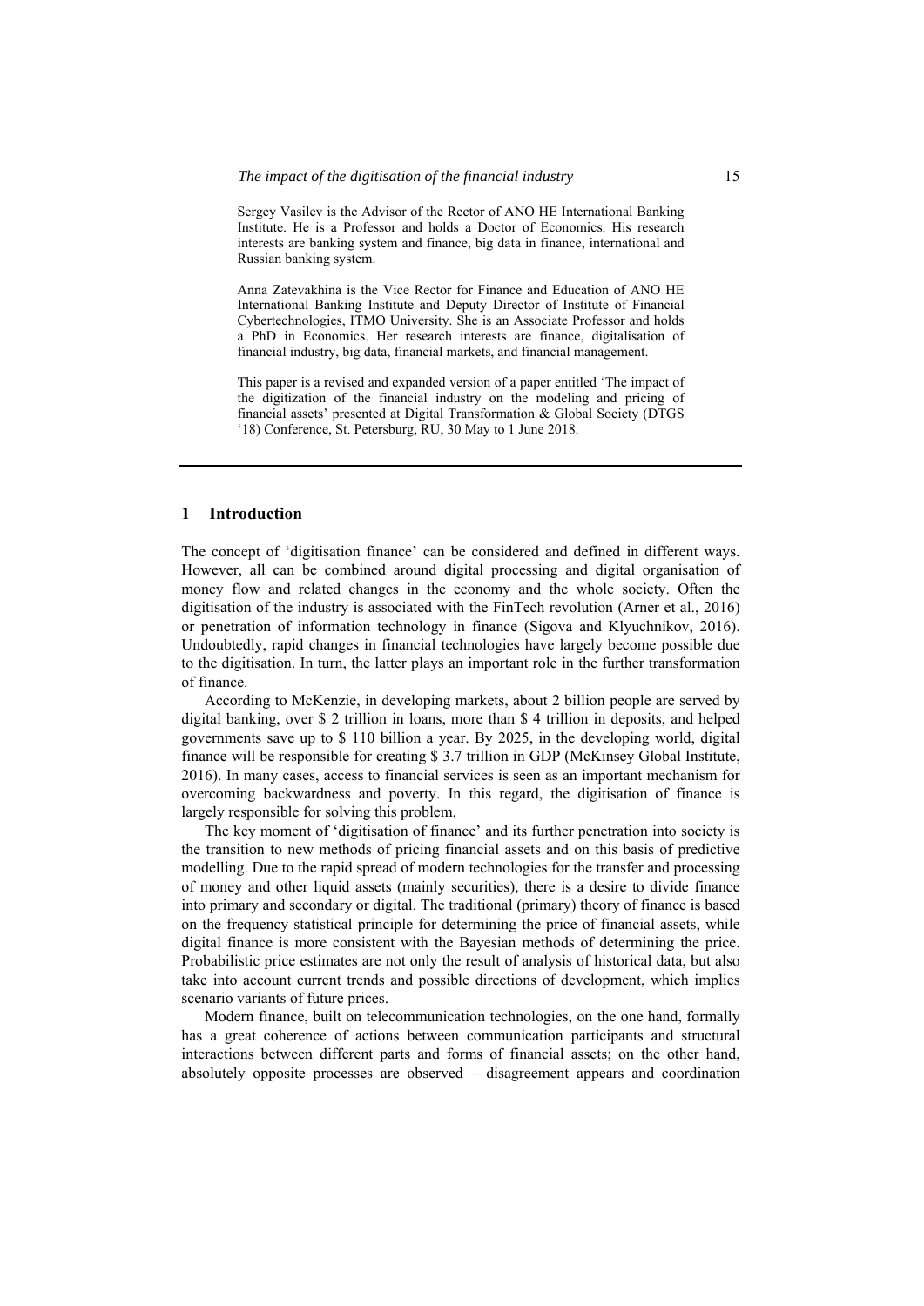Sergey Vasilev is the Advisor of the Rector of ANO HE International Banking Institute. He is a Professor and holds a Doctor of Economics. His research interests are banking system and finance, big data in finance, international and Russian banking system.

Anna Zatevakhina is the Vice Rector for Finance and Education of ANO HE International Banking Institute and Deputy Director of Institute of Financial Cybertechnologies, ITMO University. She is an Associate Professor and holds a PhD in Economics. Her research interests are finance, digitalisation of financial industry, big data, financial markets, and financial management.

This paper is a revised and expanded version of a paper entitled 'The impact of the digitization of the financial industry on the modeling and pricing of financial assets' presented at Digital Transformation & Global Society (DTGS '18) Conference, St. Petersburg, RU, 30 May to 1 June 2018.

---

## 1 Introduction

The concept of 'digitisation finance' can be considered and defined in different ways. However, all can be combined around digital processing and digital organisation of money flow and related changes in the economy and the whole society. Often the digitisation of the industry is associated with the FinTech revolution (Arner et al., 2016) or penetration of information technology in finance (Sigova and Klyuchnikov, 2016). Undoubtedly, rapid changes in financial technologies have largely become possible due to the digitisation. In turn, the latter plays an important role in the further transformation of finance.

According to McKenzie, in developing markets, about 2 billion people are served by digital banking, over $ 2 trillion in loans, more than $ 4 trillion in deposits, and helped governments save up to $ 110 billion a year. By 2025, in the developing world, digital finance will be responsible for creating $ 3.7 trillion in GDP (McKinsey Global Institute, 2016). In many cases, access to financial services is seen as an important mechanism for overcoming backwardness and poverty. In this regard, the digitisation of finance is largely responsible for solving this problem.

The key moment of 'digitisation of finance' and its further penetration into society is the transition to new methods of pricing financial assets and on this basis of predictive modelling. Due to the rapid spread of modern technologies for the transfer and processing of money and other liquid assets (mainly securities), there is a desire to divide finance into primary and secondary or digital. The traditional (primary) theory of finance is based on the frequency statistical principle for determining the price of financial assets, while digital finance is more consistent with the Bayesian methods of determining the price. Probabilistic price estimates are not only the result of analysis of historical data, but also take into account current trends and possible directions of development, which implies scenario variants of future prices.

Modern finance, built on telecommunication technologies, on the one hand, formally has a great coherence of actions between communication participants and structural interactions between different parts and forms of financial assets; on the other hand, absolutely opposite processes are observed – disagreement appears and coordination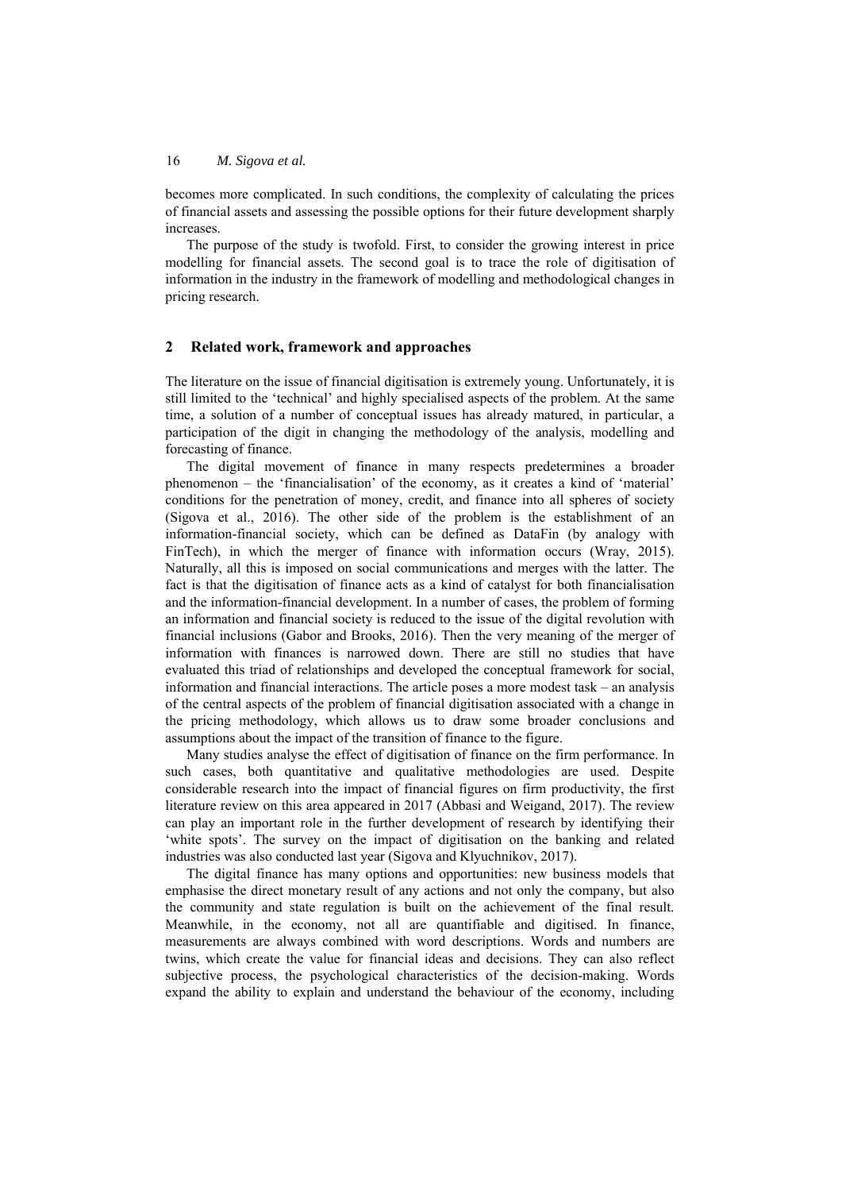becomes more complicated. In such conditions, the complexity of calculating the prices of financial assets and assessing the possible options for their future development sharply increases.

The purpose of the study is twofold. First, to consider the growing interest in price modelling for financial assets. The second goal is to trace the role of digitisation of information in the industry in the framework of modelling and methodological changes in pricing research.

## 2 Related work, framework and approaches

The literature on the issue of financial digitisation is extremely young. Unfortunately, it is still limited to the 'technical' and highly specialised aspects of the problem. At the same time, a solution of a number of conceptual issues has already matured, in particular, a participation of the digit in changing the methodology of the analysis, modelling and forecasting of finance.

The digital movement of finance in many respects predetermines a broader phenomenon – the 'financialisation' of the economy, as it creates a kind of 'material' conditions for the penetration of money, credit, and finance into all spheres of society (Sigova et al., 2016). The other side of the problem is the establishment of an information-financial society, which can be defined as DataFin (by analogy with FinTech), in which the merger of finance with information occurs (Wray, 2015). Naturally, all this is imposed on social communications and merges with the latter. The fact is that the digitisation of finance acts as a kind of catalyst for both financialisation and the information-financial development. In a number of cases, the problem of forming an information and financial society is reduced to the issue of the digital revolution with financial inclusions (Gabor and Brooks, 2016). Then the very meaning of the merger of information with finances is narrowed down. There are still no studies that have evaluated this triad of relationships and developed the conceptual framework for social, information and financial interactions. The article poses a more modest task – an analysis of the central aspects of the problem of financial digitisation associated with a change in the pricing methodology, which allows us to draw some broader conclusions and assumptions about the impact of the transition of finance to the figure.

Many studies analyse the effect of digitisation of finance on the firm performance. In such cases, both quantitative and qualitative methodologies are used. Despite considerable research into the impact of financial figures on firm productivity, the first literature review on this area appeared in 2017 (Abbasi and Weigand, 2017). The review can play an important role in the further development of research by identifying their 'white spots'. The survey on the impact of digitisation on the banking and related industries was also conducted last year (Sigova and Klyuchnikov, 2017).

The digital finance has many options and opportunities: new business models that emphasise the direct monetary result of any actions and not only the company, but also the community and state regulation is built on the achievement of the final result. Meanwhile, in the economy, not all are quantifiable and digitised. In finance, measurements are always combined with word descriptions. Words and numbers are twins, which create the value for financial ideas and decisions. They can also reflect subjective process, the psychological characteristics of the decision-making. Words expand the ability to explain and understand the behaviour of the economy, including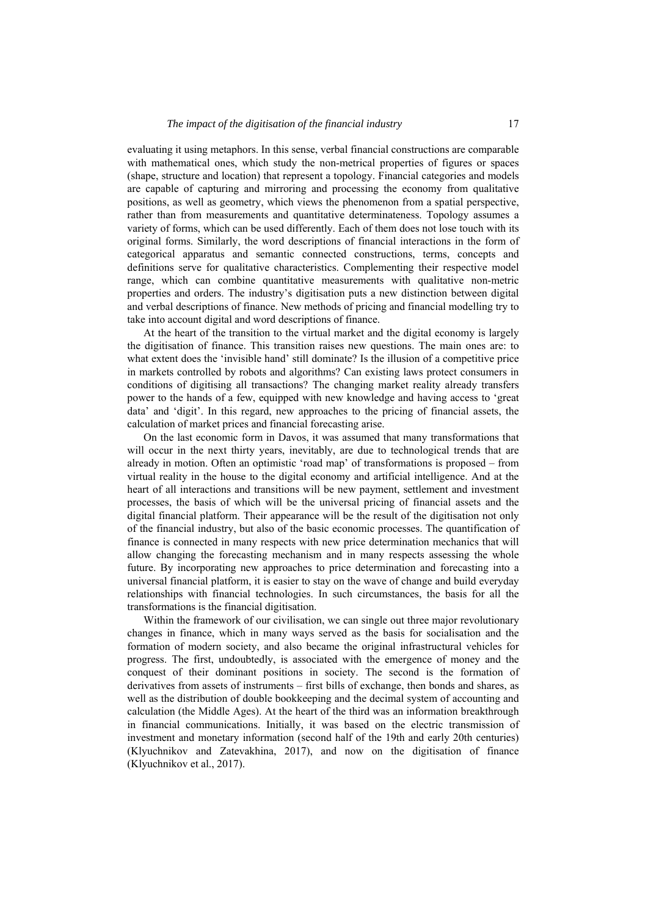evaluating it using metaphors. In this sense, verbal financial constructions are comparable with mathematical ones, which study the non-metrical properties of figures or spaces (shape, structure and location) that represent a topology. Financial categories and models are capable of capturing and mirroring and processing the economy from qualitative positions, as well as geometry, which views the phenomenon from a spatial perspective, rather than from measurements and quantitative determinateness. Topology assumes a variety of forms, which can be used differently. Each of them does not lose touch with its original forms. Similarly, the word descriptions of financial interactions in the form of categorical apparatus and semantic connected constructions, terms, concepts and definitions serve for qualitative characteristics. Complementing their respective model range, which can combine quantitative measurements with qualitative non-metric properties and orders. The industry's digitisation puts a new distinction between digital and verbal descriptions of finance. New methods of pricing and financial modelling try to take into account digital and word descriptions of finance.

At the heart of the transition to the virtual market and the digital economy is largely the digitisation of finance. This transition raises new questions. The main ones are: to what extent does the 'invisible hand' still dominate? Is the illusion of a competitive price in markets controlled by robots and algorithms? Can existing laws protect consumers in conditions of digitising all transactions? The changing market reality already transfers power to the hands of a few, equipped with new knowledge and having access to 'great data' and 'digit'. In this regard, new approaches to the pricing of financial assets, the calculation of market prices and financial forecasting arise.

On the last economic form in Davos, it was assumed that many transformations that will occur in the next thirty years, inevitably, are due to technological trends that are already in motion. Often an optimistic 'road map' of transformations is proposed – from virtual reality in the house to the digital economy and artificial intelligence. And at the heart of all interactions and transitions will be new payment, settlement and investment processes, the basis of which will be the universal pricing of financial assets and the digital financial platform. Their appearance will be the result of the digitisation not only of the financial industry, but also of the basic economic processes. The quantification of finance is connected in many respects with new price determination mechanics that will allow changing the forecasting mechanism and in many respects assessing the whole future. By incorporating new approaches to price determination and forecasting into a universal financial platform, it is easier to stay on the wave of change and build everyday relationships with financial technologies. In such circumstances, the basis for all the transformations is the financial digitisation.

Within the framework of our civilisation, we can single out three major revolutionary changes in finance, which in many ways served as the basis for socialisation and the formation of modern society, and also became the original infrastructural vehicles for progress. The first, undoubtedly, is associated with the emergence of money and the conquest of their dominant positions in society. The second is the formation of derivatives from assets of instruments – first bills of exchange, then bonds and shares, as well as the distribution of double bookkeeping and the decimal system of accounting and calculation (the Middle Ages). At the heart of the third was an information breakthrough in financial communications. Initially, it was based on the electric transmission of investment and monetary information (second half of the 19th and early 20th centuries) (Klyuchnikov and Zatevakhina, 2017), and now on the digitisation of finance (Klyuchnikov et al., 2017).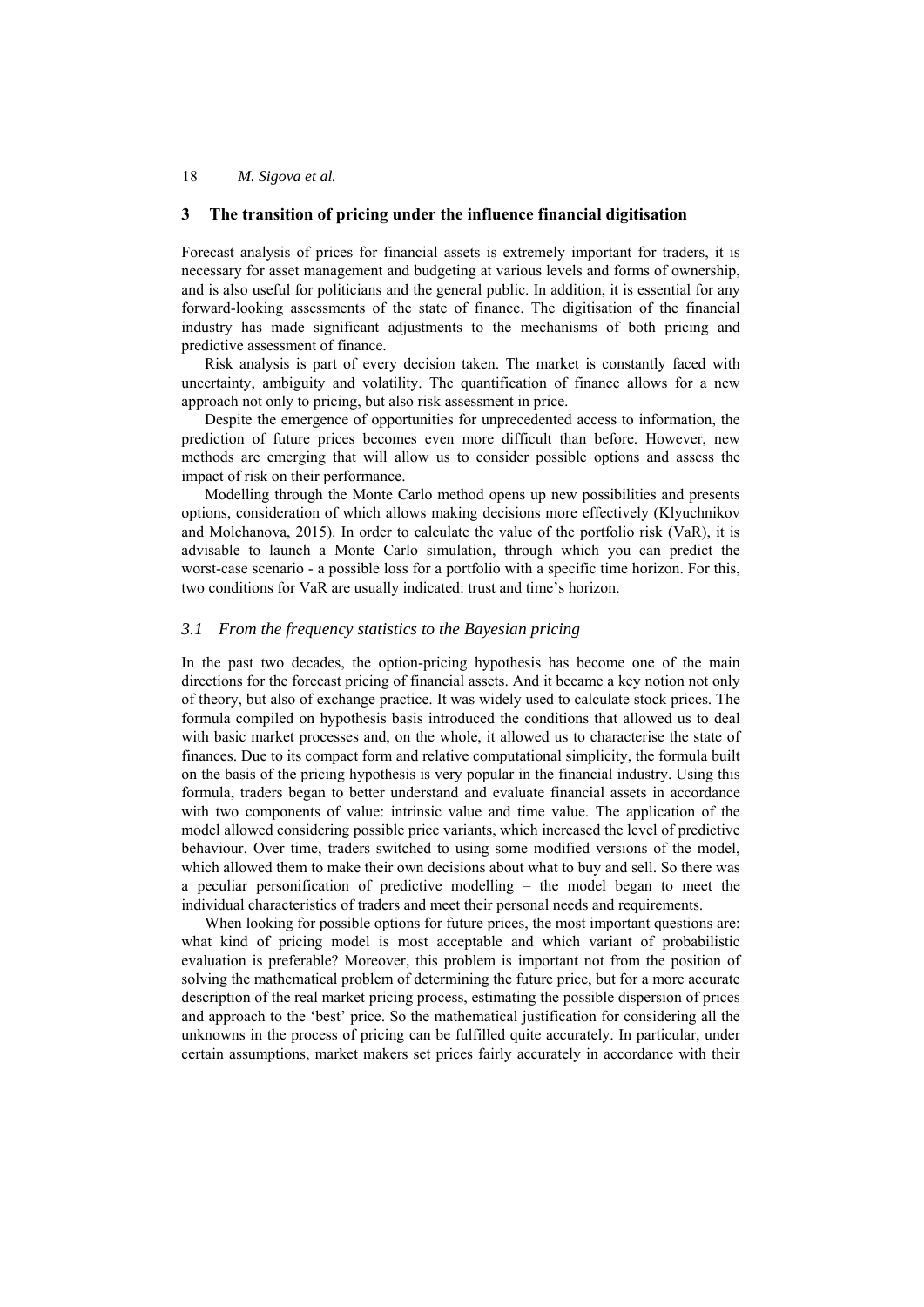## 3 The transition of pricing under the influence financial digitisation

Forecast analysis of prices for financial assets is extremely important for traders, it is necessary for asset management and budgeting at various levels and forms of ownership, and is also useful for politicians and the general public. In addition, it is essential for any forward-looking assessments of the state of finance. The digitisation of the financial industry has made significant adjustments to the mechanisms of both pricing and predictive assessment of finance.

Risk analysis is part of every decision taken. The market is constantly faced with uncertainty, ambiguity and volatility. The quantification of finance allows for a new approach not only to pricing, but also risk assessment in price.

Despite the emergence of opportunities for unprecedented access to information, the prediction of future prices becomes even more difficult than before. However, new methods are emerging that will allow us to consider possible options and assess the impact of risk on their performance.

Modelling through the Monte Carlo method opens up new possibilities and presents options, consideration of which allows making decisions more effectively (Klyuchnikov and Molchanova, 2015). In order to calculate the value of the portfolio risk (VaR), it is advisable to launch a Monte Carlo simulation, through which you can predict the worst-case scenario - a possible loss for a portfolio with a specific time horizon. For this, two conditions for VaR are usually indicated: trust and time's horizon.

### *3.1 From the frequency statistics to the Bayesian pricing*

In the past two decades, the option-pricing hypothesis has become one of the main directions for the forecast pricing of financial assets. And it became a key notion not only of theory, but also of exchange practice. It was widely used to calculate stock prices. The formula compiled on hypothesis basis introduced the conditions that allowed us to deal with basic market processes and, on the whole, it allowed us to characterise the state of finances. Due to its compact form and relative computational simplicity, the formula built on the basis of the pricing hypothesis is very popular in the financial industry. Using this formula, traders began to better understand and evaluate financial assets in accordance with two components of value: intrinsic value and time value. The application of the model allowed considering possible price variants, which increased the level of predictive behaviour. Over time, traders switched to using some modified versions of the model, which allowed them to make their own decisions about what to buy and sell. So there was a peculiar personification of predictive modelling – the model began to meet the individual characteristics of traders and meet their personal needs and requirements.

When looking for possible options for future prices, the most important questions are: what kind of pricing model is most acceptable and which variant of probabilistic evaluation is preferable? Moreover, this problem is important not from the position of solving the mathematical problem of determining the future price, but for a more accurate description of the real market pricing process, estimating the possible dispersion of prices and approach to the 'best' price. So the mathematical justification for considering all the unknowns in the process of pricing can be fulfilled quite accurately. In particular, under certain assumptions, market makers set prices fairly accurately in accordance with their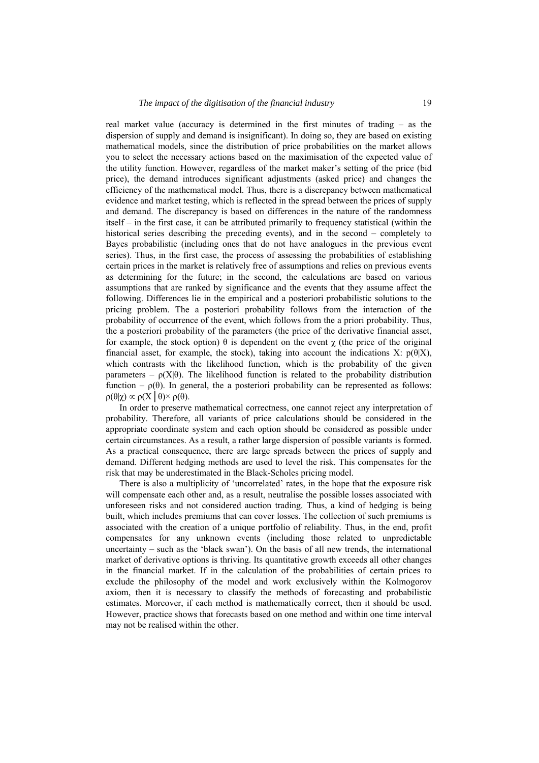real market value (accuracy is determined in the first minutes of trading – as the dispersion of supply and demand is insignificant). In doing so, they are based on existing mathematical models, since the distribution of price probabilities on the market allows you to select the necessary actions based on the maximisation of the expected value of the utility function. However, regardless of the market maker's setting of the price (bid price), the demand introduces significant adjustments (asked price) and changes the efficiency of the mathematical model. Thus, there is a discrepancy between mathematical evidence and market testing, which is reflected in the spread between the prices of supply and demand. The discrepancy is based on differences in the nature of the randomness itself – in the first case, it can be attributed primarily to frequency statistical (within the historical series describing the preceding events), and in the second – completely to Bayes probabilistic (including ones that do not have analogues in the previous event series). Thus, in the first case, the process of assessing the probabilities of establishing certain prices in the market is relatively free of assumptions and relies on previous events as determining for the future; in the second, the calculations are based on various assumptions that are ranked by significance and the events that they assume affect the following. Differences lie in the empirical and a posteriori probabilistic solutions to the pricing problem. The a posteriori probability follows from the interaction of the probability of occurrence of the event, which follows from the a priori probability. Thus, the a posteriori probability of the parameters (the price of the derivative financial asset, for example, the stock option) $\theta$ is dependent on the event $\chi$ (the price of the original financial asset, for example, the stock), taking into account the indications X: $p(\theta|X)$, which contrasts with the likelihood function, which is the probability of the given parameters – $\rho(X|\theta)$. The likelihood function is related to the probability distribution function – $\rho(\theta)$. In general, the a posteriori probability can be represented as follows: $\rho(\theta|\chi) \propto \rho(X \mid \theta) \times \rho(\theta)$.

In order to preserve mathematical correctness, one cannot reject any interpretation of probability. Therefore, all variants of price calculations should be considered in the appropriate coordinate system and each option should be considered as possible under certain circumstances. As a result, a rather large dispersion of possible variants is formed. As a practical consequence, there are large spreads between the prices of supply and demand. Different hedging methods are used to level the risk. This compensates for the risk that may be underestimated in the Black-Scholes pricing model.

There is also a multiplicity of 'uncorrelated' rates, in the hope that the exposure risk will compensate each other and, as a result, neutralise the possible losses associated with unforeseen risks and not considered auction trading. Thus, a kind of hedging is being built, which includes premiums that can cover losses. The collection of such premiums is associated with the creation of a unique portfolio of reliability. Thus, in the end, profit compensates for any unknown events (including those related to unpredictable uncertainty – such as the 'black swan'). On the basis of all new trends, the international market of derivative options is thriving. Its quantitative growth exceeds all other changes in the financial market. If in the calculation of the probabilities of certain prices to exclude the philosophy of the model and work exclusively within the Kolmogorov axiom, then it is necessary to classify the methods of forecasting and probabilistic estimates. Moreover, if each method is mathematically correct, then it should be used. However, practice shows that forecasts based on one method and within one time interval may not be realised within the other.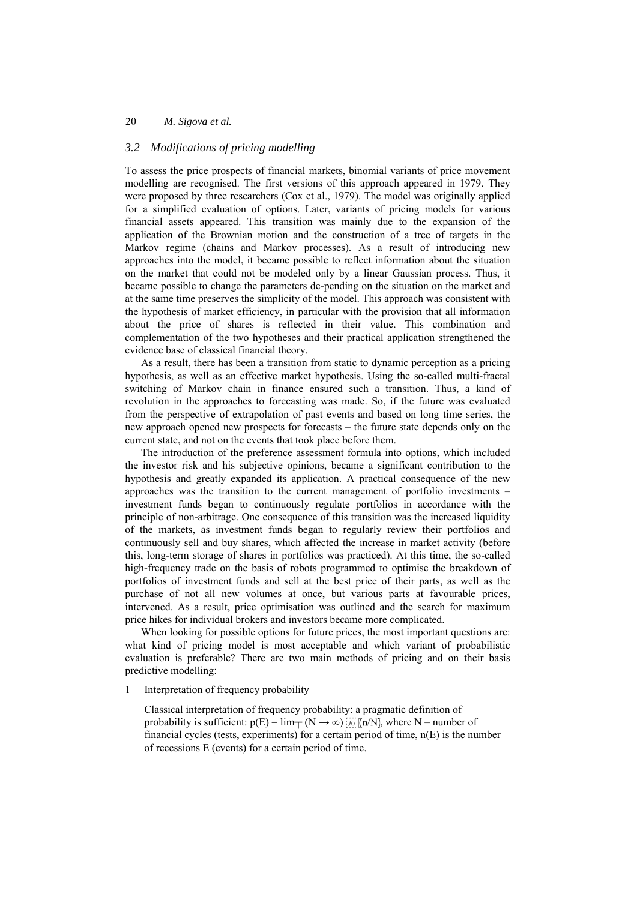### 3.2 Modifications of pricing modelling

To assess the price prospects of financial markets, binomial variants of price movement modelling are recognised. The first versions of this approach appeared in 1979. They were proposed by three researchers (Cox et al., 1979). The model was originally applied for a simplified evaluation of options. Later, variants of pricing models for various financial assets appeared. This transition was mainly due to the expansion of the application of the Brownian motion and the construction of a tree of targets in the Markov regime (chains and Markov processes). As a result of introducing new approaches into the model, it became possible to reflect information about the situation on the market that could not be modeled only by a linear Gaussian process. Thus, it became possible to change the parameters de-pending on the situation on the market and at the same time preserves the simplicity of the model. This approach was consistent with the hypothesis of market efficiency, in particular with the provision that all information about the price of shares is reflected in their value. This combination and complementation of the two hypotheses and their practical application strengthened the evidence base of classical financial theory.

As a result, there has been a transition from static to dynamic perception as a pricing hypothesis, as well as an effective market hypothesis. Using the so-called multi-fractal switching of Markov chain in finance ensured such a transition. Thus, a kind of revolution in the approaches to forecasting was made. So, if the future was evaluated from the perspective of extrapolation of past events and based on long time series, the new approach opened new prospects for forecasts – the future state depends only on the current state, and not on the events that took place before them.

The introduction of the preference assessment formula into options, which included the investor risk and his subjective opinions, became a significant contribution to the hypothesis and greatly expanded its application. A practical consequence of the new approaches was the transition to the current management of portfolio investments – investment funds began to continuously regulate portfolios in accordance with the principle of non-arbitrage. One consequence of this transition was the increased liquidity of the markets, as investment funds began to regularly review their portfolios and continuously sell and buy shares, which affected the increase in market activity (before this, long-term storage of shares in portfolios was practiced). At this time, the so-called high-frequency trade on the basis of robots programmed to optimise the breakdown of portfolios of investment funds and sell at the best price of their parts, as well as the purchase of not all new volumes at once, but various parts at favourable prices, intervened. As a result, price optimisation was outlined and the search for maximum price hikes for individual brokers and investors became more complicated.

When looking for possible options for future prices, the most important questions are: what kind of pricing model is most acceptable and which variant of probabilistic evaluation is preferable? There are two main methods of pricing and on their basis predictive modelling:

1. Interpretation of frequency probability

   Classical interpretation of frequency probability: a pragmatic definition of probability is sufficient: $p(E) = \lim (N \rightarrow \infty) [n/N]$, where N – number of financial cycles (tests, experiments) for a certain period of time, n(E) is the number of recessions E (events) for a certain period of time.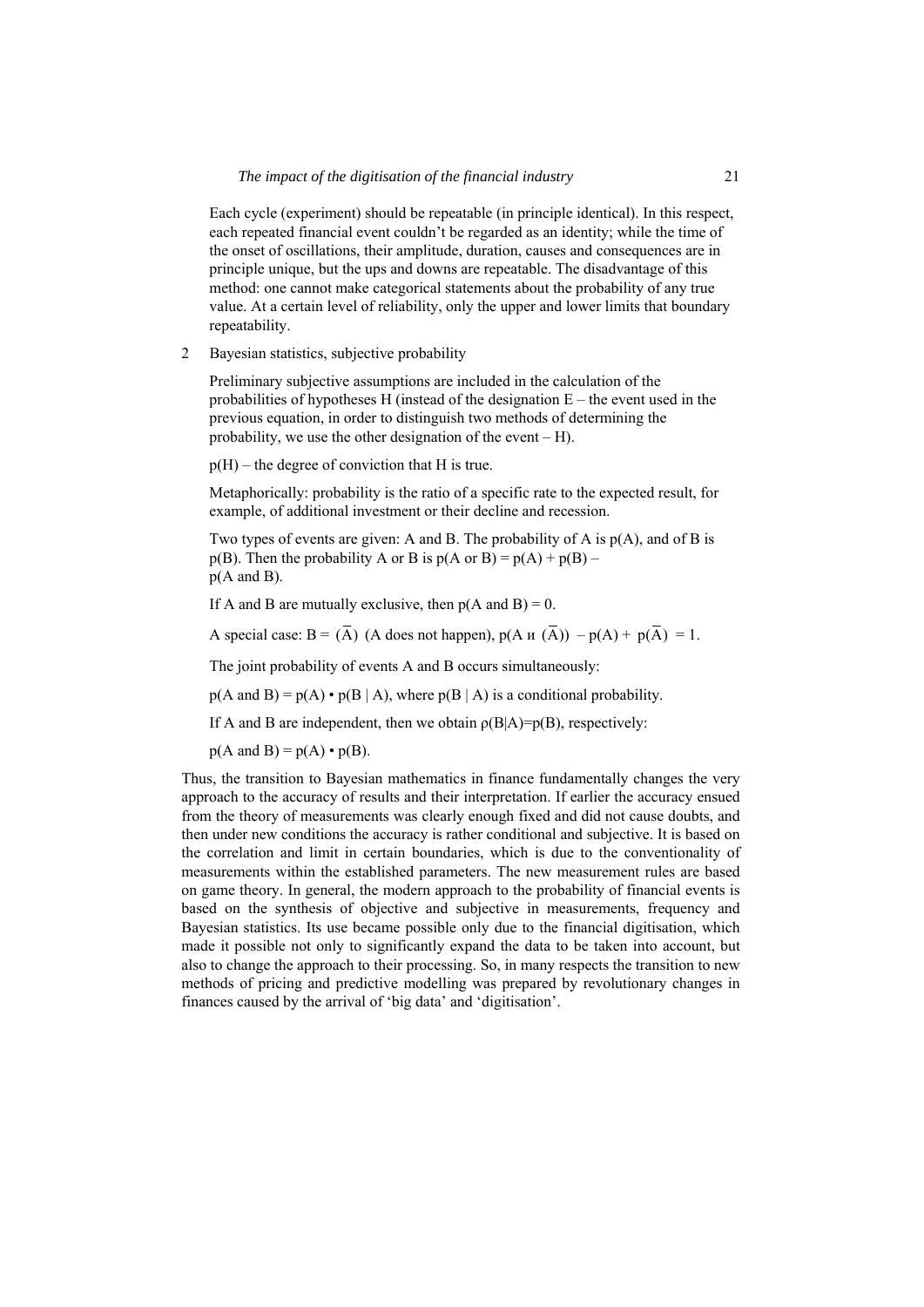Each cycle (experiment) should be repeatable (in principle identical). In this respect, each repeated financial event couldn't be regarded as an identity; while the time of the onset of oscillations, their amplitude, duration, causes and consequences are in principle unique, but the ups and downs are repeatable. The disadvantage of this method: one cannot make categorical statements about the probability of any true value. At a certain level of reliability, only the upper and lower limits that boundary repeatability.

2 Bayesian statistics, subjective probability

Preliminary subjective assumptions are included in the calculation of the probabilities of hypotheses H (instead of the designation E – the event used in the previous equation, in order to distinguish two methods of determining the probability, we use the other designation of the event – H).

$p(H)$ – the degree of conviction that H is true.

Metaphorically: probability is the ratio of a specific rate to the expected result, for example, of additional investment or their decline and recession.

Two types of events are given: A and B. The probability of A is $p(A)$, and of B is $p(B)$. Then the probability A or B is $p(A \text{ or } B) = p(A) + p(B) - p(A \text{ and } B)$.

If A and B are mutually exclusive, then $p(A \text{ and } B) = 0$.

A special case: $B = (\overline{A})$ (A does not happen), $p(A \text{ и } (\overline{A})) - p(A) + p(\overline{A}) = 1$.

The joint probability of events A and B occurs simultaneously:

$p(A \text{ and } B) = p(A) \bullet p(B \mid A)$, where $p(B \mid A)$ is a conditional probability.

If A and B are independent, then we obtain $\rho(B|A)=p(B)$, respectively:

$p(A \text{ and } B) = p(A) \bullet p(B)$.

Thus, the transition to Bayesian mathematics in finance fundamentally changes the very approach to the accuracy of results and their interpretation. If earlier the accuracy ensued from the theory of measurements was clearly enough fixed and did not cause doubts, and then under new conditions the accuracy is rather conditional and subjective. It is based on the correlation and limit in certain boundaries, which is due to the conventionality of measurements within the established parameters. The new measurement rules are based on game theory. In general, the modern approach to the probability of financial events is based on the synthesis of objective and subjective in measurements, frequency and Bayesian statistics. Its use became possible only due to the financial digitisation, which made it possible not only to significantly expand the data to be taken into account, but also to change the approach to their processing. So, in many respects the transition to new methods of pricing and predictive modelling was prepared by revolutionary changes in finances caused by the arrival of 'big data' and 'digitisation'.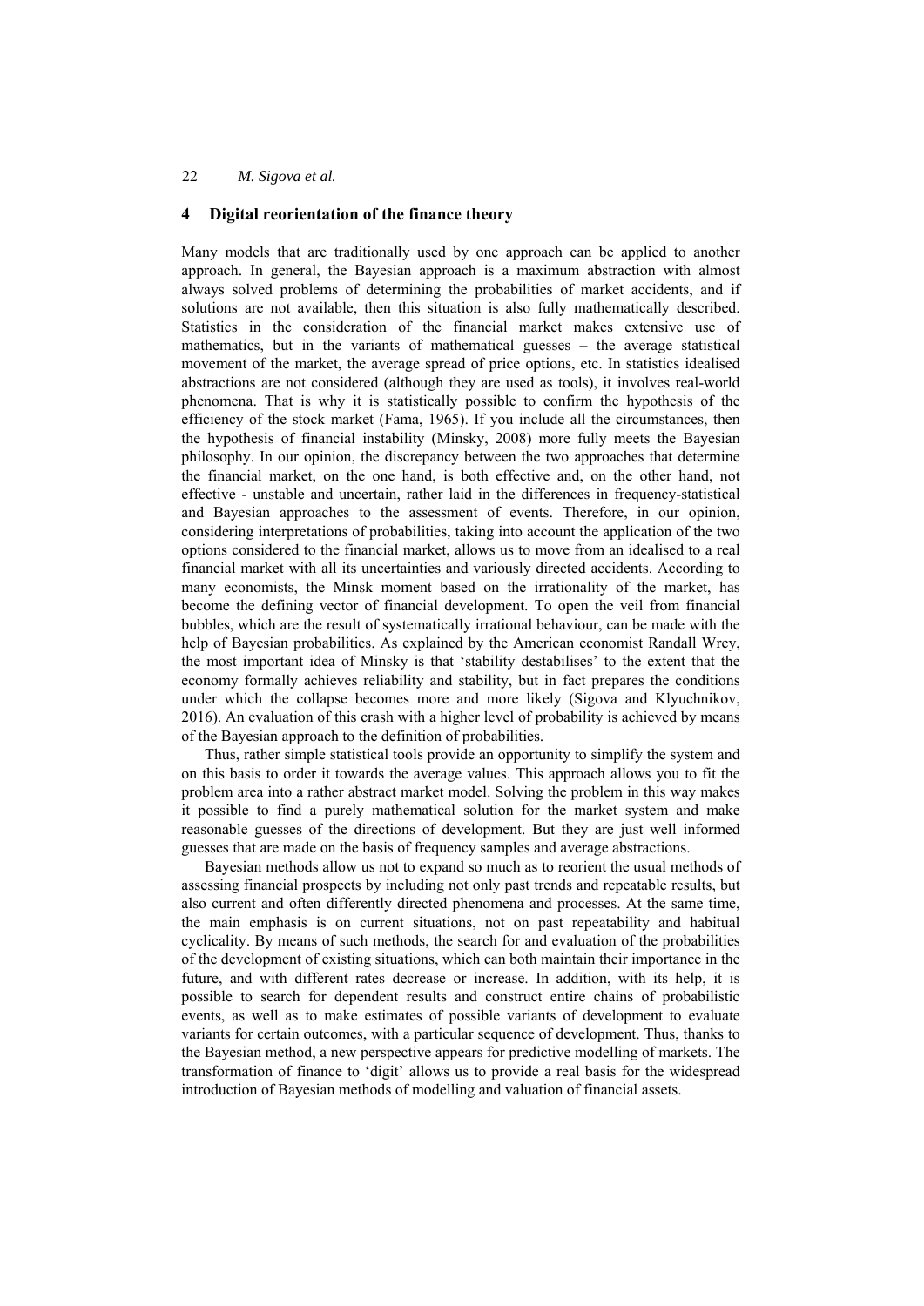## 4 Digital reorientation of the finance theory

Many models that are traditionally used by one approach can be applied to another approach. In general, the Bayesian approach is a maximum abstraction with almost always solved problems of determining the probabilities of market accidents, and if solutions are not available, then this situation is also fully mathematically described. Statistics in the consideration of the financial market makes extensive use of mathematics, but in the variants of mathematical guesses – the average statistical movement of the market, the average spread of price options, etc. In statistics idealised abstractions are not considered (although they are used as tools), it involves real-world phenomena. That is why it is statistically possible to confirm the hypothesis of the efficiency of the stock market (Fama, 1965). If you include all the circumstances, then the hypothesis of financial instability (Minsky, 2008) more fully meets the Bayesian philosophy. In our opinion, the discrepancy between the two approaches that determine the financial market, on the one hand, is both effective and, on the other hand, not effective - unstable and uncertain, rather laid in the differences in frequency-statistical and Bayesian approaches to the assessment of events. Therefore, in our opinion, considering interpretations of probabilities, taking into account the application of the two options considered to the financial market, allows us to move from an idealised to a real financial market with all its uncertainties and variously directed accidents. According to many economists, the Minsk moment based on the irrationality of the market, has become the defining vector of financial development. To open the veil from financial bubbles, which are the result of systematically irrational behaviour, can be made with the help of Bayesian probabilities. As explained by the American economist Randall Wrey, the most important idea of Minsky is that 'stability destabilises' to the extent that the economy formally achieves reliability and stability, but in fact prepares the conditions under which the collapse becomes more and more likely (Sigova and Klyuchnikov, 2016). An evaluation of this crash with a higher level of probability is achieved by means of the Bayesian approach to the definition of probabilities.

Thus, rather simple statistical tools provide an opportunity to simplify the system and on this basis to order it towards the average values. This approach allows you to fit the problem area into a rather abstract market model. Solving the problem in this way makes it possible to find a purely mathematical solution for the market system and make reasonable guesses of the directions of development. But they are just well informed guesses that are made on the basis of frequency samples and average abstractions.

Bayesian methods allow us not to expand so much as to reorient the usual methods of assessing financial prospects by including not only past trends and repeatable results, but also current and often differently directed phenomena and processes. At the same time, the main emphasis is on current situations, not on past repeatability and habitual cyclicality. By means of such methods, the search for and evaluation of the probabilities of the development of existing situations, which can both maintain their importance in the future, and with different rates decrease or increase. In addition, with its help, it is possible to search for dependent results and construct entire chains of probabilistic events, as well as to make estimates of possible variants of development to evaluate variants for certain outcomes, with a particular sequence of development. Thus, thanks to the Bayesian method, a new perspective appears for predictive modelling of markets. The transformation of finance to 'digit' allows us to provide a real basis for the widespread introduction of Bayesian methods of modelling and valuation of financial assets.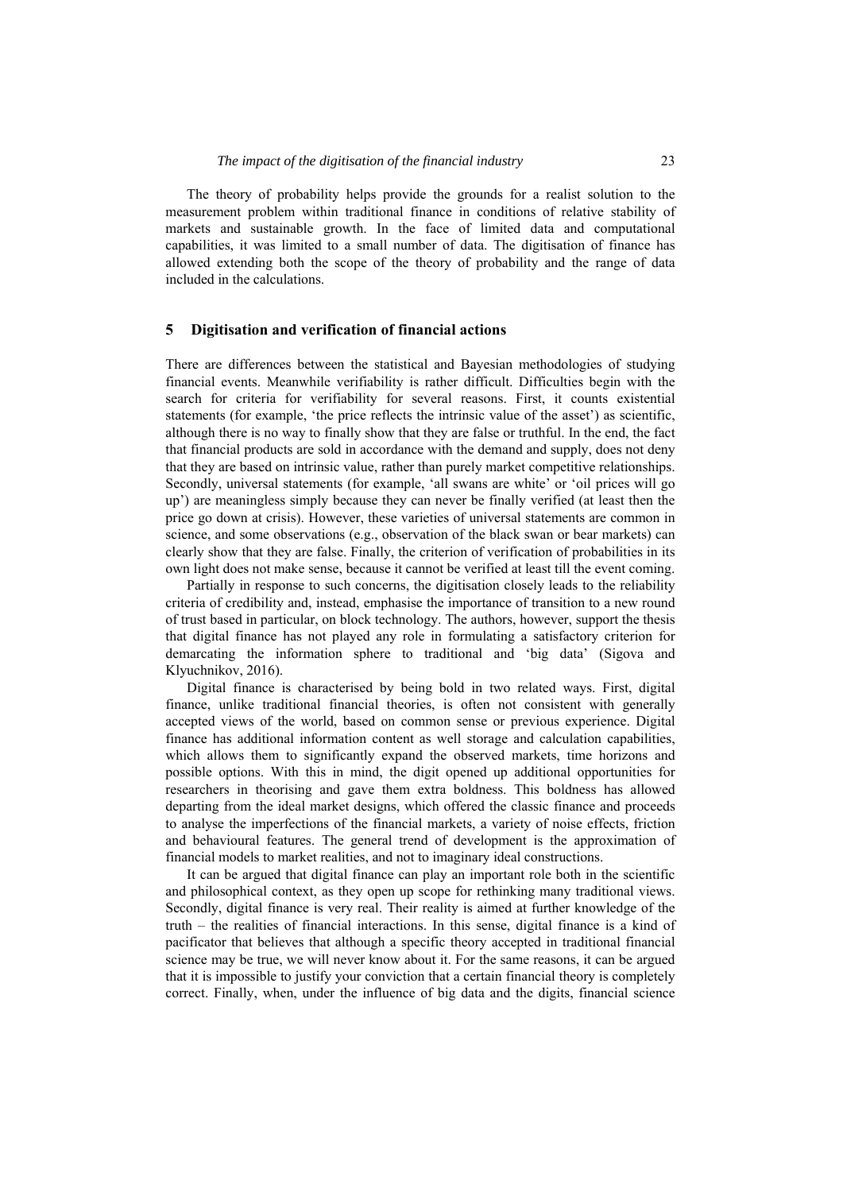The theory of probability helps provide the grounds for a realist solution to the measurement problem within traditional finance in conditions of relative stability of markets and sustainable growth. In the face of limited data and computational capabilities, it was limited to a small number of data. The digitisation of finance has allowed extending both the scope of the theory of probability and the range of data included in the calculations.

## 5 Digitisation and verification of financial actions

There are differences between the statistical and Bayesian methodologies of studying financial events. Meanwhile verifiability is rather difficult. Difficulties begin with the search for criteria for verifiability for several reasons. First, it counts existential statements (for example, 'the price reflects the intrinsic value of the asset') as scientific, although there is no way to finally show that they are false or truthful. In the end, the fact that financial products are sold in accordance with the demand and supply, does not deny that they are based on intrinsic value, rather than purely market competitive relationships. Secondly, universal statements (for example, 'all swans are white' or 'oil prices will go up') are meaningless simply because they can never be finally verified (at least then the price go down at crisis). However, these varieties of universal statements are common in science, and some observations (e.g., observation of the black swan or bear markets) can clearly show that they are false. Finally, the criterion of verification of probabilities in its own light does not make sense, because it cannot be verified at least till the event coming.

Partially in response to such concerns, the digitisation closely leads to the reliability criteria of credibility and, instead, emphasise the importance of transition to a new round of trust based in particular, on block technology. The authors, however, support the thesis that digital finance has not played any role in formulating a satisfactory criterion for demarcating the information sphere to traditional and 'big data' (Sigova and Klyuchnikov, 2016).

Digital finance is characterised by being bold in two related ways. First, digital finance, unlike traditional financial theories, is often not consistent with generally accepted views of the world, based on common sense or previous experience. Digital finance has additional information content as well storage and calculation capabilities, which allows them to significantly expand the observed markets, time horizons and possible options. With this in mind, the digit opened up additional opportunities for researchers in theorising and gave them extra boldness. This boldness has allowed departing from the ideal market designs, which offered the classic finance and proceeds to analyse the imperfections of the financial markets, a variety of noise effects, friction and behavioural features. The general trend of development is the approximation of financial models to market realities, and not to imaginary ideal constructions.

It can be argued that digital finance can play an important role both in the scientific and philosophical context, as they open up scope for rethinking many traditional views. Secondly, digital finance is very real. Their reality is aimed at further knowledge of the truth – the realities of financial interactions. In this sense, digital finance is a kind of pacificator that believes that although a specific theory accepted in traditional financial science may be true, we will never know about it. For the same reasons, it can be argued that it is impossible to justify your conviction that a certain financial theory is completely correct. Finally, when, under the influence of big data and the digits, financial science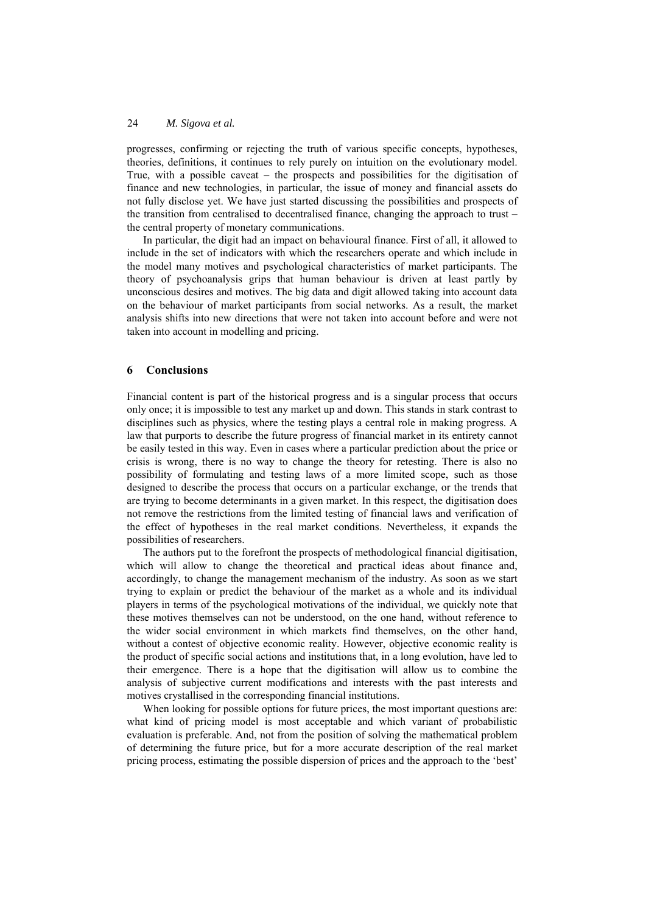progresses, confirming or rejecting the truth of various specific concepts, hypotheses, theories, definitions, it continues to rely purely on intuition on the evolutionary model. True, with a possible caveat – the prospects and possibilities for the digitisation of finance and new technologies, in particular, the issue of money and financial assets do not fully disclose yet. We have just started discussing the possibilities and prospects of the transition from centralised to decentralised finance, changing the approach to trust – the central property of monetary communications.

In particular, the digit had an impact on behavioural finance. First of all, it allowed to include in the set of indicators with which the researchers operate and which include in the model many motives and psychological characteristics of market participants. The theory of psychoanalysis grips that human behaviour is driven at least partly by unconscious desires and motives. The big data and digit allowed taking into account data on the behaviour of market participants from social networks. As a result, the market analysis shifts into new directions that were not taken into account before and were not taken into account in modelling and pricing.

## 6 Conclusions

Financial content is part of the historical progress and is a singular process that occurs only once; it is impossible to test any market up and down. This stands in stark contrast to disciplines such as physics, where the testing plays a central role in making progress. A law that purports to describe the future progress of financial market in its entirety cannot be easily tested in this way. Even in cases where a particular prediction about the price or crisis is wrong, there is no way to change the theory for retesting. There is also no possibility of formulating and testing laws of a more limited scope, such as those designed to describe the process that occurs on a particular exchange, or the trends that are trying to become determinants in a given market. In this respect, the digitisation does not remove the restrictions from the limited testing of financial laws and verification of the effect of hypotheses in the real market conditions. Nevertheless, it expands the possibilities of researchers.

The authors put to the forefront the prospects of methodological financial digitisation, which will allow to change the theoretical and practical ideas about finance and, accordingly, to change the management mechanism of the industry. As soon as we start trying to explain or predict the behaviour of the market as a whole and its individual players in terms of the psychological motivations of the individual, we quickly note that these motives themselves can not be understood, on the one hand, without reference to the wider social environment in which markets find themselves, on the other hand, without a contest of objective economic reality. However, objective economic reality is the product of specific social actions and institutions that, in a long evolution, have led to their emergence. There is a hope that the digitisation will allow us to combine the analysis of subjective current modifications and interests with the past interests and motives crystallised in the corresponding financial institutions.

When looking for possible options for future prices, the most important questions are: what kind of pricing model is most acceptable and which variant of probabilistic evaluation is preferable. And, not from the position of solving the mathematical problem of determining the future price, but for a more accurate description of the real market pricing process, estimating the possible dispersion of prices and the approach to the 'best'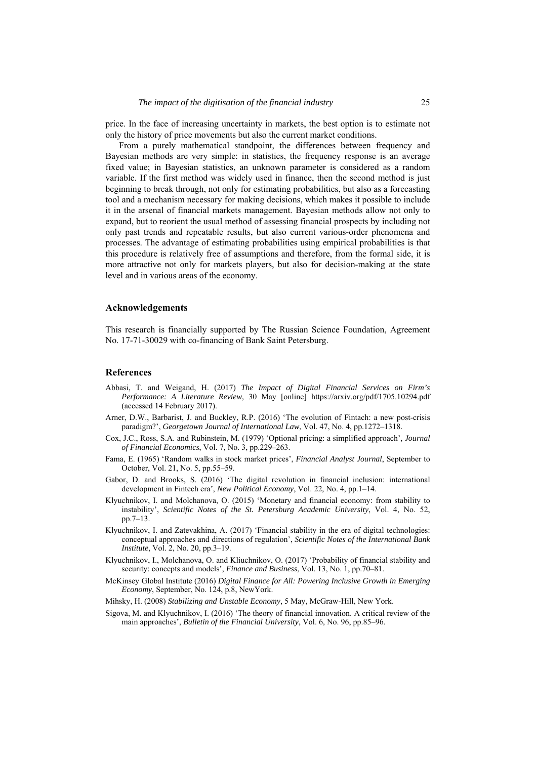price. In the face of increasing uncertainty in markets, the best option is to estimate not only the history of price movements but also the current market conditions.

From a purely mathematical standpoint, the differences between frequency and Bayesian methods are very simple: in statistics, the frequency response is an average fixed value; in Bayesian statistics, an unknown parameter is considered as a random variable. If the first method was widely used in finance, then the second method is just beginning to break through, not only for estimating probabilities, but also as a forecasting tool and a mechanism necessary for making decisions, which makes it possible to include it in the arsenal of financial markets management. Bayesian methods allow not only to expand, but to reorient the usual method of assessing financial prospects by including not only past trends and repeatable results, but also current various-order phenomena and processes. The advantage of estimating probabilities using empirical probabilities is that this procedure is relatively free of assumptions and therefore, from the formal side, it is more attractive not only for markets players, but also for decision-making at the state level and in various areas of the economy.

## Acknowledgements

This research is financially supported by The Russian Science Foundation, Agreement No. 17-71-30029 with co-financing of Bank Saint Petersburg.

## References

Abbasi, T. and Weigand, H. (2017) *The Impact of Digital Financial Services on Firm's Performance: A Literature Review*, 30 May [online] https://arxiv.org/pdf/1705.10294.pdf (accessed 14 February 2017).

Arner, D.W., Barbarist, J. and Buckley, R.P. (2016) 'The evolution of Fintach: a new post-crisis paradigm?', *Georgetown Journal of International Law*, Vol. 47, No. 4, pp.1272–1318.

Cox, J.C., Ross, S.A. and Rubinstein, M. (1979) 'Optional pricing: a simplified approach', *Journal of Financial Economics*, Vol. 7, No. 3, pp.229–263.

Fama, E. (1965) 'Random walks in stock market prices', *Financial Analyst Journal*, September to October, Vol. 21, No. 5, pp.55–59.

Gabor, D. and Brooks, S. (2016) 'The digital revolution in financial inclusion: international development in Fintech era', *New Political Economy*, Vol. 22, No. 4, pp.1–14.

Klyuchnikov, I. and Molchanova, O. (2015) 'Monetary and financial economy: from stability to instability', *Scientific Notes of the St. Petersburg Academic University*, Vol. 4, No. 52, pp.7–13.

Klyuchnikov, I. and Zatevakhina, A. (2017) 'Financial stability in the era of digital technologies: conceptual approaches and directions of regulation', *Scientific Notes of the International Bank Institute*, Vol. 2, No. 20, pp.3–19.

Klyuchnikov, I., Molchanova, O. and Kliuchnikov, O. (2017) 'Probability of financial stability and security: concepts and models', *Finance and Business*, Vol. 13, No. 1, pp.70–81.

McKinsey Global Institute (2016) *Digital Finance for All: Powering Inclusive Growth in Emerging Economy*, September, No. 124, p.8, NewYork.

Mihsky, H. (2008) *Stabilizing and Unstable Economy*, 5 May, McGraw-Hill, New York.

Sigova, M. and Klyuchnikov, I. (2016) 'The theory of financial innovation. A critical review of the main approaches', *Bulletin of the Financial University*, Vol. 6, No. 96, pp.85–96.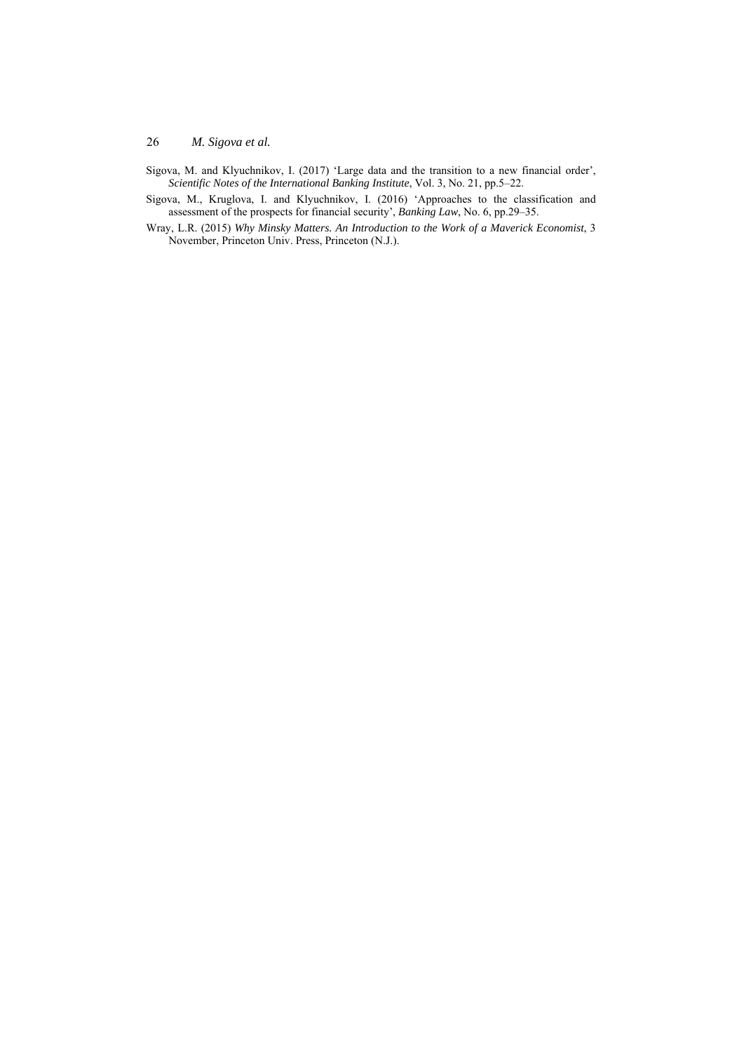Sigova, M. and Klyuchnikov, I. (2017) 'Large data and the transition to a new financial order', *Scientific Notes of the International Banking Institute*, Vol. 3, No. 21, pp.5–22.

Sigova, M., Kruglova, I. and Klyuchnikov, I. (2016) 'Approaches to the classification and assessment of the prospects for financial security', *Banking Law*, No. 6, pp.29–35.

Wray, L.R. (2015) *Why Minsky Matters. An Introduction to the Work of a Maverick Economist*, 3 November, Princeton Univ. Press, Princeton (N.J.).